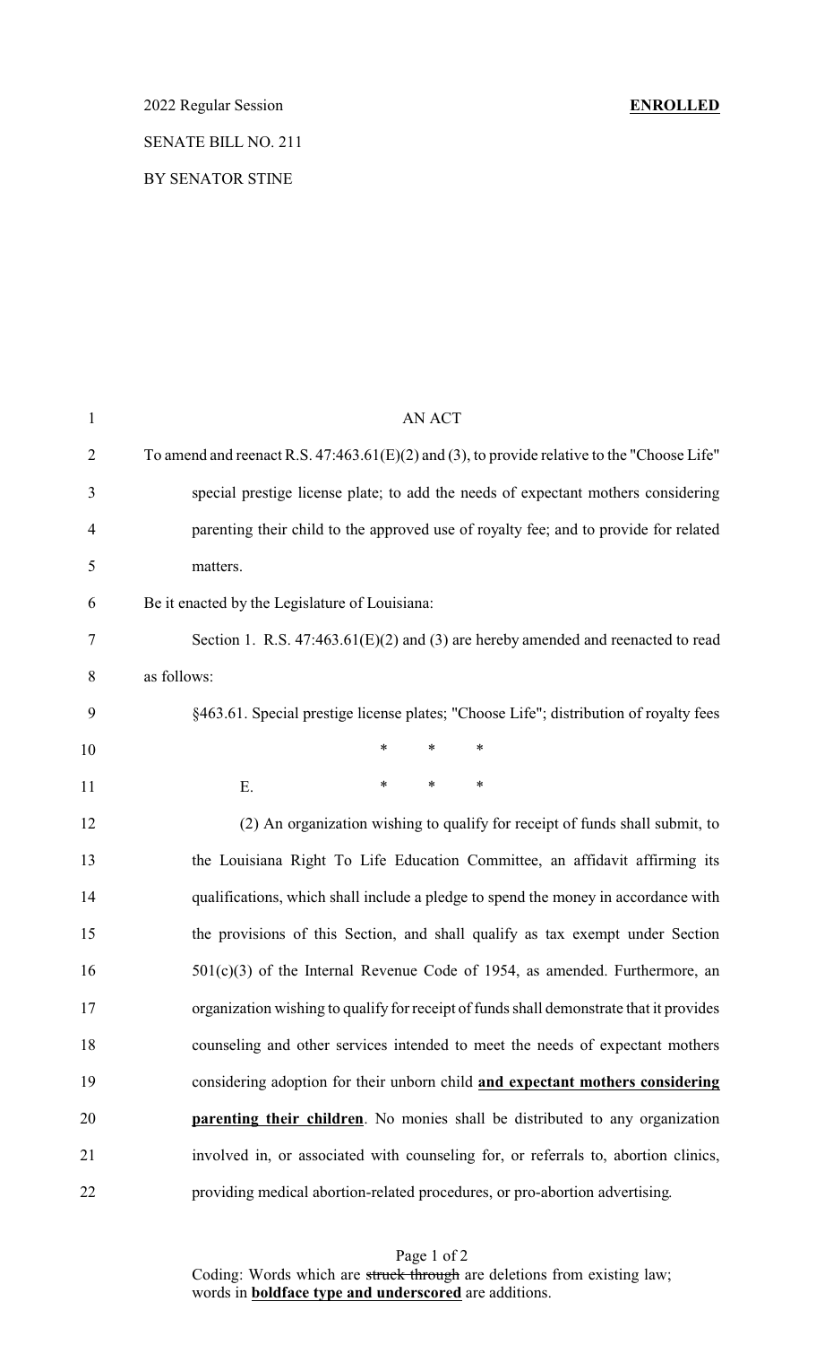2022 Regular Session **ENROLLED**

SENATE BILL NO. 211

BY SENATOR STINE

AN ACT

To amend and reenact R.S. 47:463.61(E)(2) and (3), to provide relative to the "Choose Life" special prestige license plate; to add the needs of expectant mothers considering parenting their child to the approved use of royalty fee; and to provide for related matters.

Be it enacted by the Legislature of Louisiana:

Section 1. R.S. 47:463.61(E)(2) and (3) are hereby amended and reenacted to read as follows:

§463.61. Special prestige license plates; "Choose Life"; distribution of royalty fees

\* \* \*

E. \* \* \*

(2) An organization wishing to qualify for receipt of funds shall submit, to the Louisiana Right To Life Education Committee, an affidavit affirming its qualifications, which shall include a pledge to spend the money in accordance with the provisions of this Section, and shall qualify as tax exempt under Section 501(c)(3) of the Internal Revenue Code of 1954, as amended. Furthermore, an organization wishing to qualify for receipt of funds shall demonstrate that it provides counseling and other services intended to meet the needs of expectant mothers considering adoption for their unborn child **<u>and expectant mothers considering parenting their children</u>**. No monies shall be distributed to any organization involved in, or associated with counseling for, or referrals to, abortion clinics, providing medical abortion-related procedures, or pro-abortion advertising.

Coding: Words which are ~~struck through~~ are deletions from existing law; words in **<u>boldface type and underscored</u>** are additions.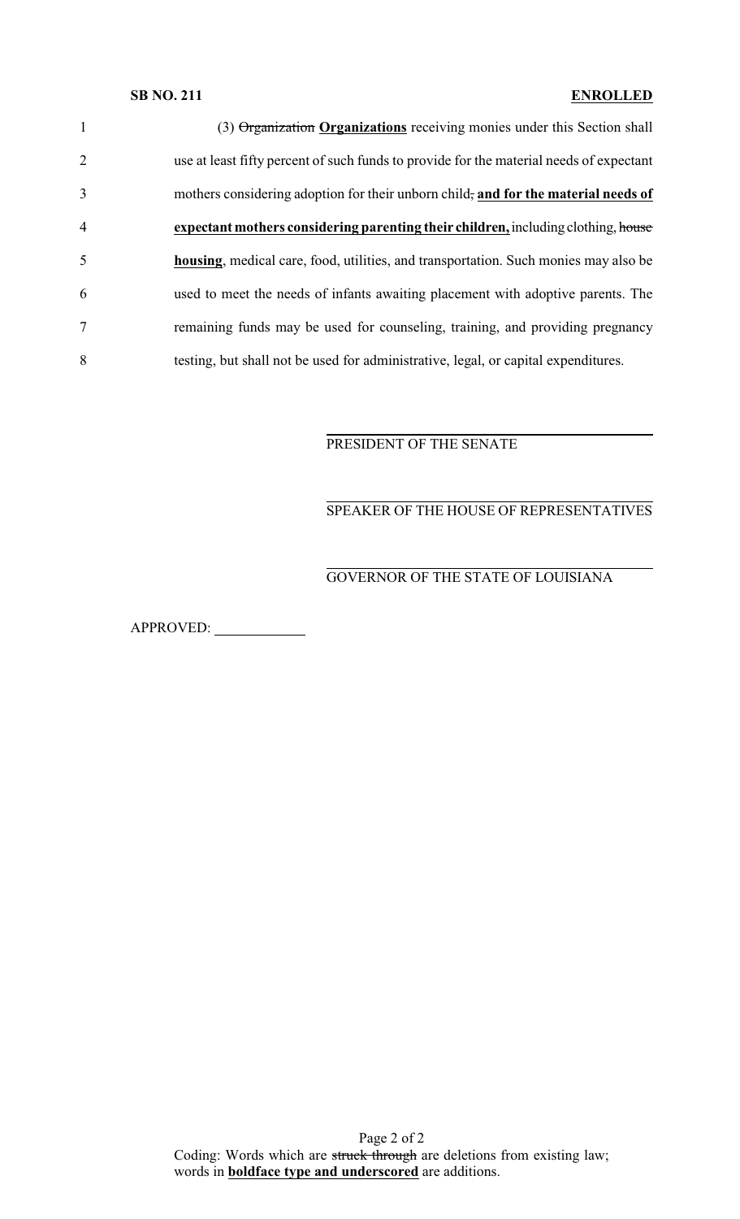(3) ~~Organization~~ **<u>Organizations</u>** receiving monies under this Section shall use at least fifty percent of such funds to provide for the material needs of expectant mothers considering adoption for their unborn child~~,~~ **<u>and for the material needs of expectant mothers considering parenting their children,</u>** including clothing, ~~house~~ **<u>housing</u>**, medical care, food, utilities, and transportation. Such monies may also be used to meet the needs of infants awaiting placement with adoptive parents. The remaining funds may be used for counseling, training, and providing pregnancy testing, but shall not be used for administrative, legal, or capital expenditures.

PRESIDENT OF THE SENATE

SPEAKER OF THE HOUSE OF REPRESENTATIVES

GOVERNOR OF THE STATE OF LOUISIANA

APPROVED: ____________

Coding: Words which are ~~struck through~~ are deletions from existing law; words in **<u>boldface type and underscored</u>** are additions.